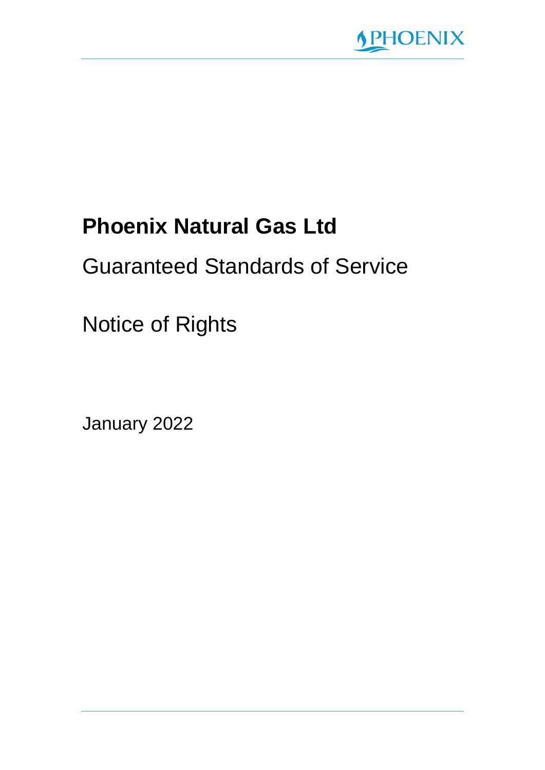# Phoenix Natural Gas Ltd

## Guaranteed Standards of Service

## Notice of Rights

January 2022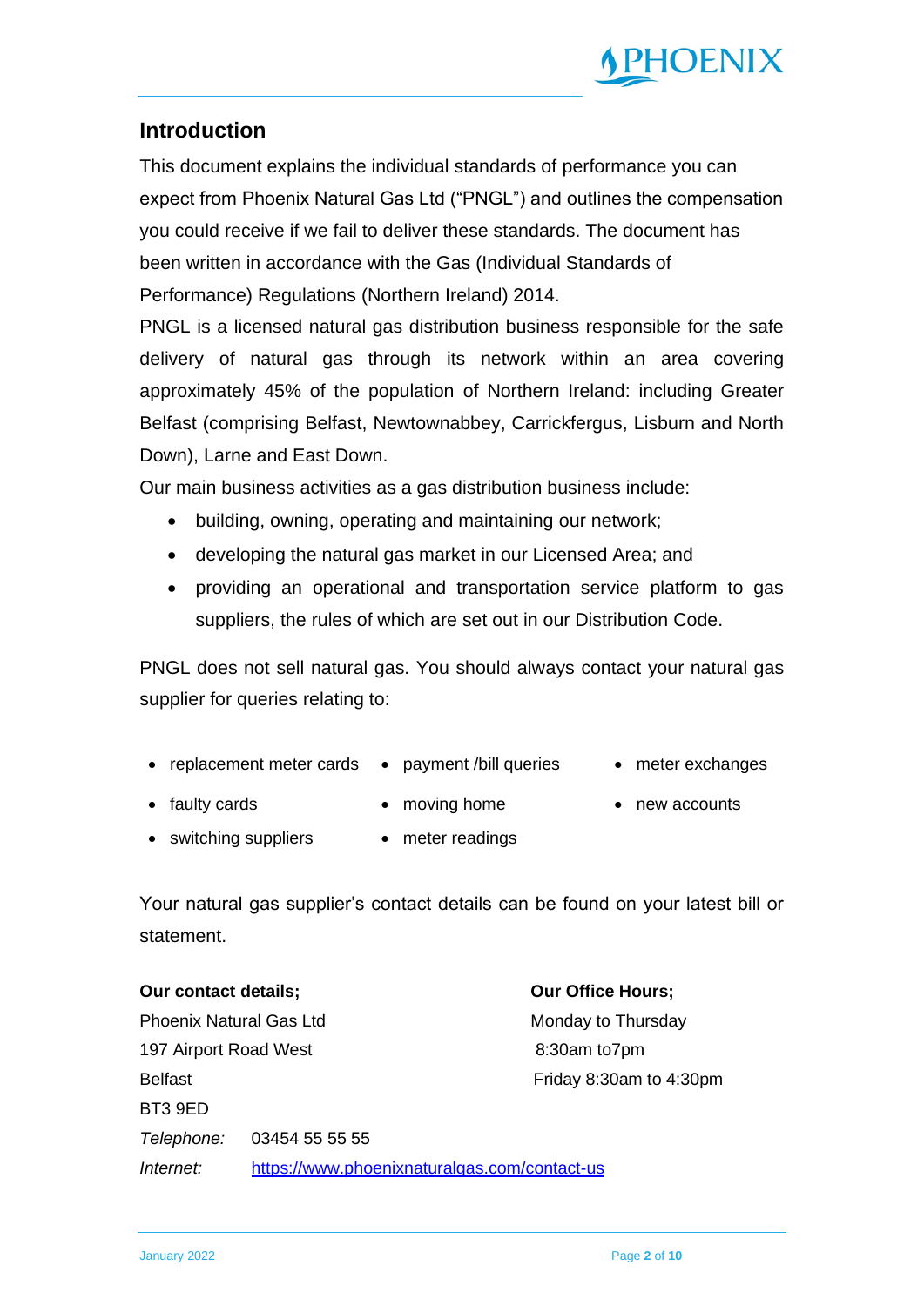## Introduction

This document explains the individual standards of performance you can expect from Phoenix Natural Gas Ltd ("PNGL") and outlines the compensation you could receive if we fail to deliver these standards. The document has been written in accordance with the Gas (Individual Standards of Performance) Regulations (Northern Ireland) 2014.

PNGL is a licensed natural gas distribution business responsible for the safe delivery of natural gas through its network within an area covering approximately 45% of the population of Northern Ireland: including Greater Belfast (comprising Belfast, Newtownabbey, Carrickfergus, Lisburn and North Down), Larne and East Down.

Our main business activities as a gas distribution business include:

- building, owning, operating and maintaining our network;
- developing the natural gas market in our Licensed Area; and
- providing an operational and transportation service platform to gas suppliers, the rules of which are set out in our Distribution Code.

PNGL does not sell natural gas. You should always contact your natural gas supplier for queries relating to:

- replacement meter cards
- payment /bill queries
- meter exchanges
- faulty cards
- moving home
- new accounts
- switching suppliers
- meter readings

Your natural gas supplier's contact details can be found on your latest bill or statement.

**Our contact details;**

Phoenix Natural Gas Ltd
197 Airport Road West
Belfast
BT3 9ED

*Telephone:* 03454 55 55 55

*Internet:* https://www.phoenixnaturalgas.com/contact-us

**Our Office Hours;**

Monday to Thursday
8:30am to7pm
Friday 8:30am to 4:30pm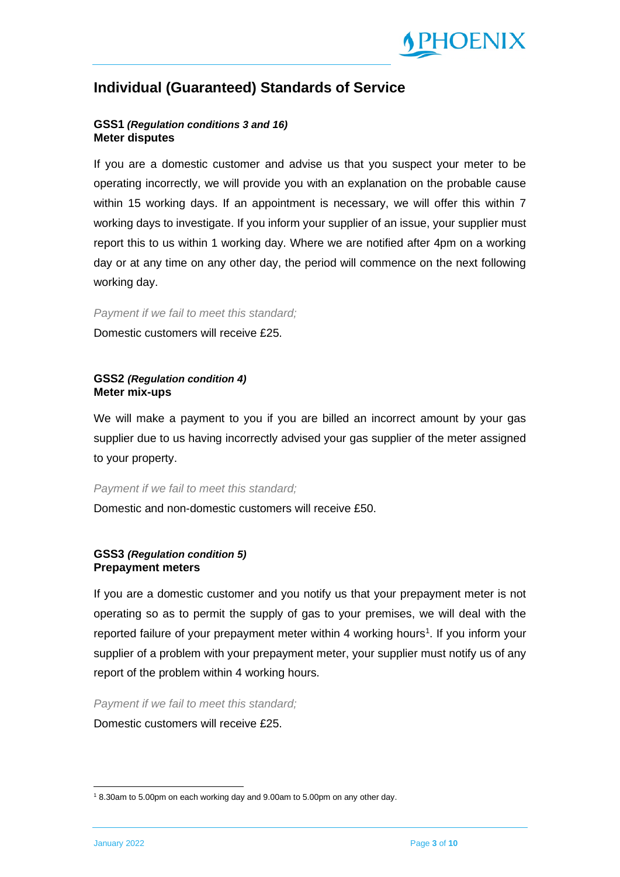## Individual (Guaranteed) Standards of Service

**GSS1** ***(Regulation conditions 3 and 16)***
**Meter disputes**

If you are a domestic customer and advise us that you suspect your meter to be operating incorrectly, we will provide you with an explanation on the probable cause within 15 working days. If an appointment is necessary, we will offer this within 7 working days to investigate. If you inform your supplier of an issue, your supplier must report this to us within 1 working day. Where we are notified after 4pm on a working day or at any time on any other day, the period will commence on the next following working day.

*Payment if we fail to meet this standard;*

Domestic customers will receive £25.

**GSS2** ***(Regulation condition 4)***
**Meter mix-ups**

We will make a payment to you if you are billed an incorrect amount by your gas supplier due to us having incorrectly advised your gas supplier of the meter assigned to your property.

*Payment if we fail to meet this standard;*

Domestic and non-domestic customers will receive £50.

**GSS3** ***(Regulation condition 5)***
**Prepayment meters**

If you are a domestic customer and you notify us that your prepayment meter is not operating so as to permit the supply of gas to your premises, we will deal with the reported failure of your prepayment meter within 4 working hours[1]. If you inform your supplier of a problem with your prepayment meter, your supplier must notify us of any report of the problem within 4 working hours.

*Payment if we fail to meet this standard;*

Domestic customers will receive £25.

[1] 8.30am to 5.00pm on each working day and 9.00am to 5.00pm on any other day.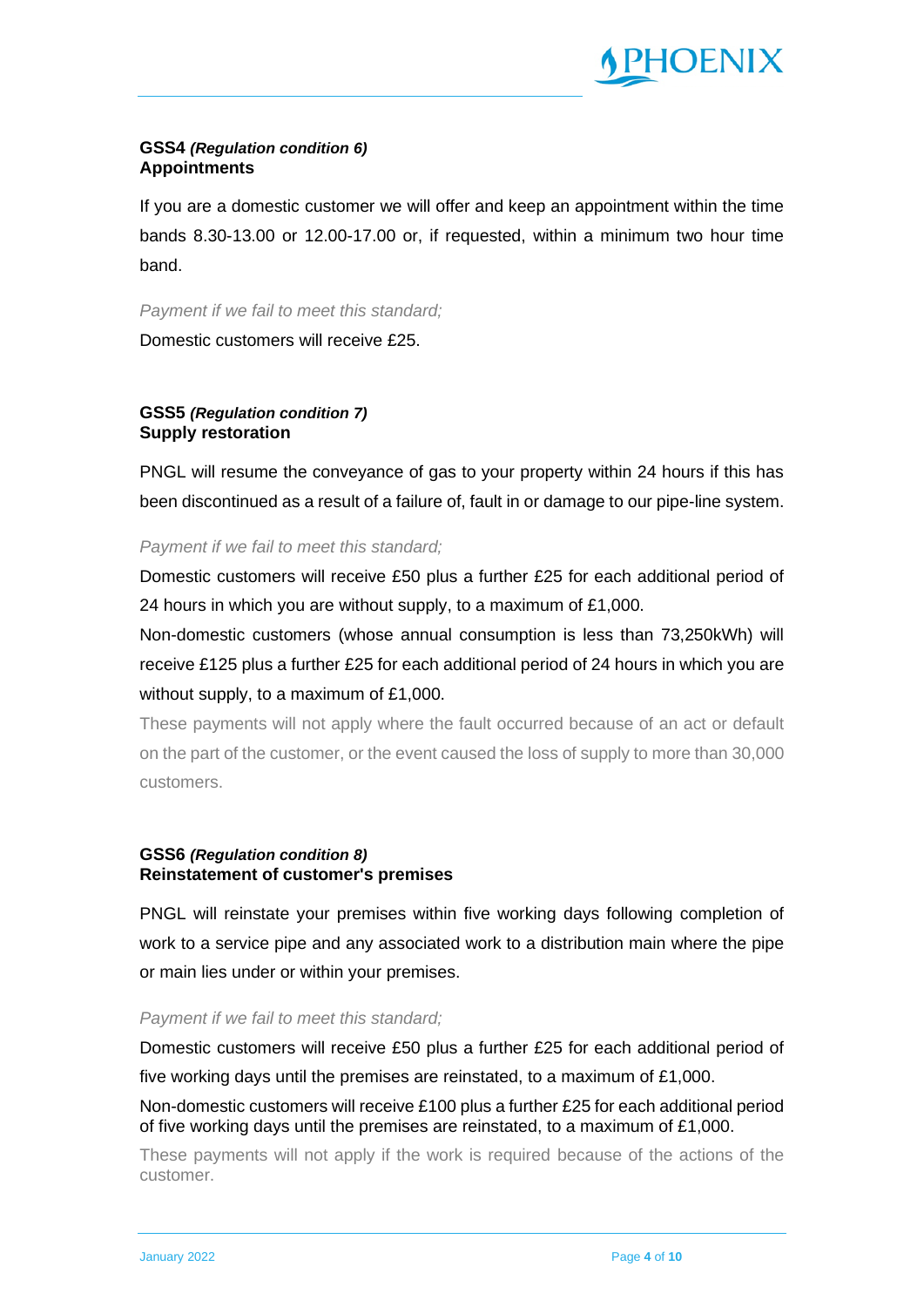### GSS4 *(Regulation condition 6)*
### Appointments

If you are a domestic customer we will offer and keep an appointment within the time bands 8.30-13.00 or 12.00-17.00 or, if requested, within a minimum two hour time band.

*Payment if we fail to meet this standard;*

Domestic customers will receive £25.

### GSS5 *(Regulation condition 7)*
### Supply restoration

PNGL will resume the conveyance of gas to your property within 24 hours if this has been discontinued as a result of a failure of, fault in or damage to our pipe-line system.

*Payment if we fail to meet this standard;*

Domestic customers will receive £50 plus a further £25 for each additional period of 24 hours in which you are without supply, to a maximum of £1,000.

Non-domestic customers (whose annual consumption is less than 73,250kWh) will receive £125 plus a further £25 for each additional period of 24 hours in which you are without supply, to a maximum of £1,000.

These payments will not apply where the fault occurred because of an act or default on the part of the customer, or the event caused the loss of supply to more than 30,000 customers.

### GSS6 *(Regulation condition 8)*
### Reinstatement of customer's premises

PNGL will reinstate your premises within five working days following completion of work to a service pipe and any associated work to a distribution main where the pipe or main lies under or within your premises.

*Payment if we fail to meet this standard;*

Domestic customers will receive £50 plus a further £25 for each additional period of five working days until the premises are reinstated, to a maximum of £1,000.

Non-domestic customers will receive £100 plus a further £25 for each additional period of five working days until the premises are reinstated, to a maximum of £1,000.

These payments will not apply if the work is required because of the actions of the customer.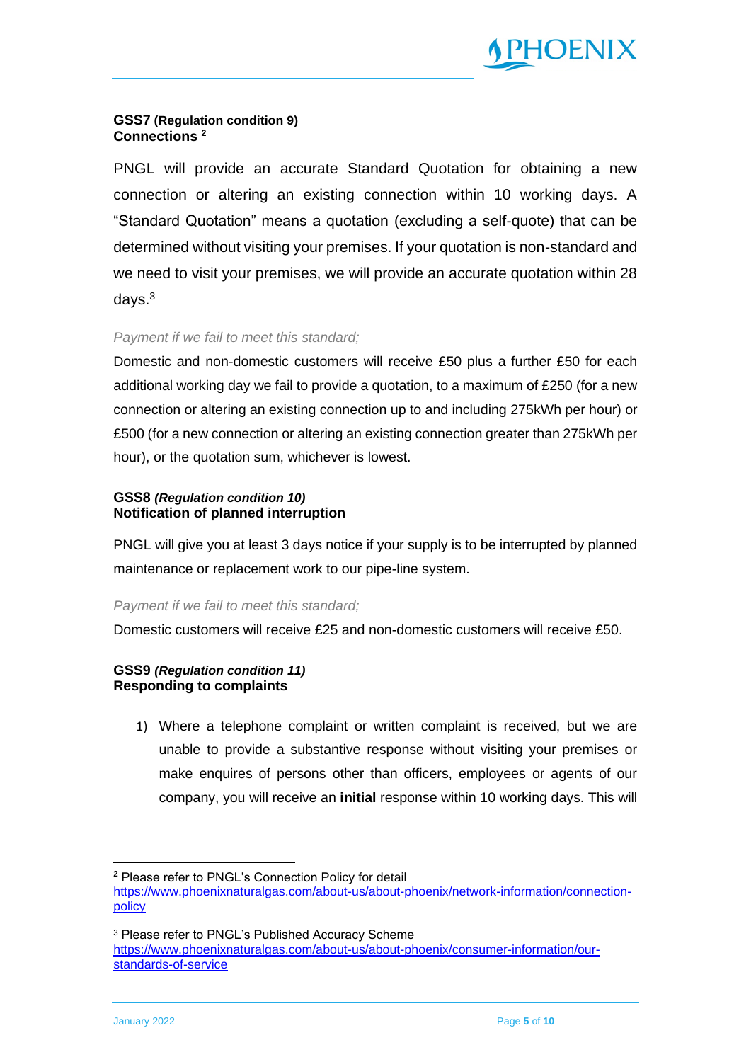**GSS7 (Regulation condition 9)**
**Connections** [2]

PNGL will provide an accurate Standard Quotation for obtaining a new connection or altering an existing connection within 10 working days. A "Standard Quotation" means a quotation (excluding a self-quote) that can be determined without visiting your premises. If your quotation is non-standard and we need to visit your premises, we will provide an accurate quotation within 28 days.[3]

*Payment if we fail to meet this standard;*

Domestic and non-domestic customers will receive £50 plus a further £50 for each additional working day we fail to provide a quotation, to a maximum of £250 (for a new connection or altering an existing connection up to and including 275kWh per hour) or £500 (for a new connection or altering an existing connection greater than 275kWh per hour), or the quotation sum, whichever is lowest.

**GSS8 *(Regulation condition 10)***
**Notification of planned interruption**

PNGL will give you at least 3 days notice if your supply is to be interrupted by planned maintenance or replacement work to our pipe-line system.

*Payment if we fail to meet this standard;*

Domestic customers will receive £25 and non-domestic customers will receive £50.

**GSS9 *(Regulation condition 11)***
**Responding to complaints**

1) Where a telephone complaint or written complaint is received, but we are unable to provide a substantive response without visiting your premises or make enquires of persons other than officers, employees or agents of our company, you will receive an **initial** response within 10 working days. This will

---

[2] Please refer to PNGL's Connection Policy for detail https://www.phoenixnaturalgas.com/about-us/about-phoenix/network-information/connection-policy

[3] Please refer to PNGL's Published Accuracy Scheme https://www.phoenixnaturalgas.com/about-us/about-phoenix/consumer-information/our-standards-of-service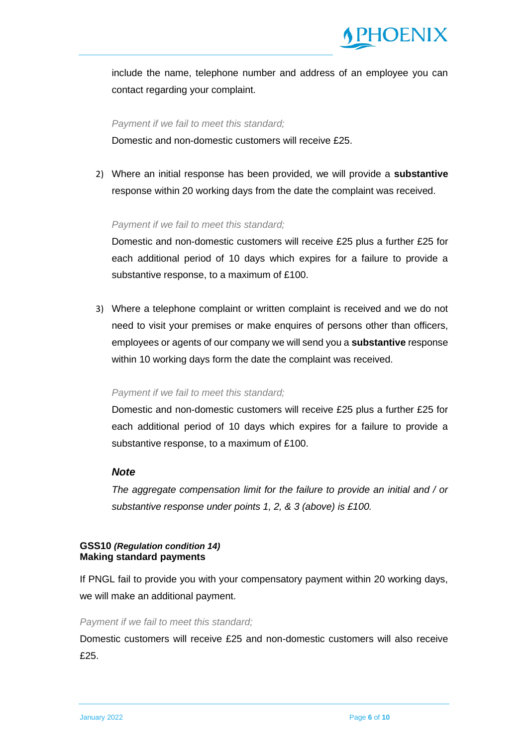include the name, telephone number and address of an employee you can contact regarding your complaint.

*Payment if we fail to meet this standard;*

Domestic and non-domestic customers will receive £25.

2) Where an initial response has been provided, we will provide a **substantive** response within 20 working days from the date the complaint was received.

   *Payment if we fail to meet this standard;*

   Domestic and non-domestic customers will receive £25 plus a further £25 for each additional period of 10 days which expires for a failure to provide a substantive response, to a maximum of £100.

3) Where a telephone complaint or written complaint is received and we do not need to visit your premises or make enquires of persons other than officers, employees or agents of our company we will send you a **substantive** response within 10 working days form the date the complaint was received.

   *Payment if we fail to meet this standard;*

   Domestic and non-domestic customers will receive £25 plus a further £25 for each additional period of 10 days which expires for a failure to provide a substantive response, to a maximum of £100.

***Note***

*The aggregate compensation limit for the failure to provide an initial and / or substantive response under points 1, 2, & 3 (above) is £100.*

**GSS10 *(Regulation condition 14)***
**Making standard payments**

If PNGL fail to provide you with your compensatory payment within 20 working days, we will make an additional payment.

*Payment if we fail to meet this standard;*

Domestic customers will receive £25 and non-domestic customers will also receive £25.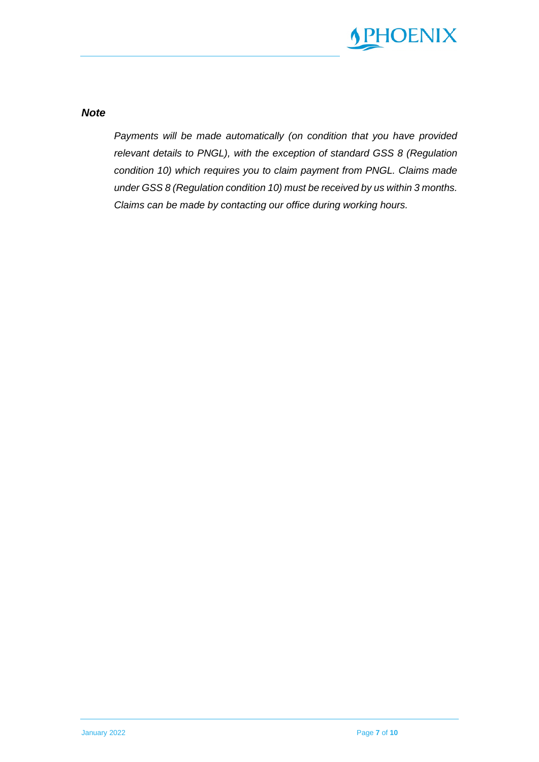***Note***

*Payments will be made automatically (on condition that you have provided relevant details to PNGL), with the exception of standard GSS 8 (Regulation condition 10) which requires you to claim payment from PNGL. Claims made under GSS 8 (Regulation condition 10) must be received by us within 3 months. Claims can be made by contacting our office during working hours.*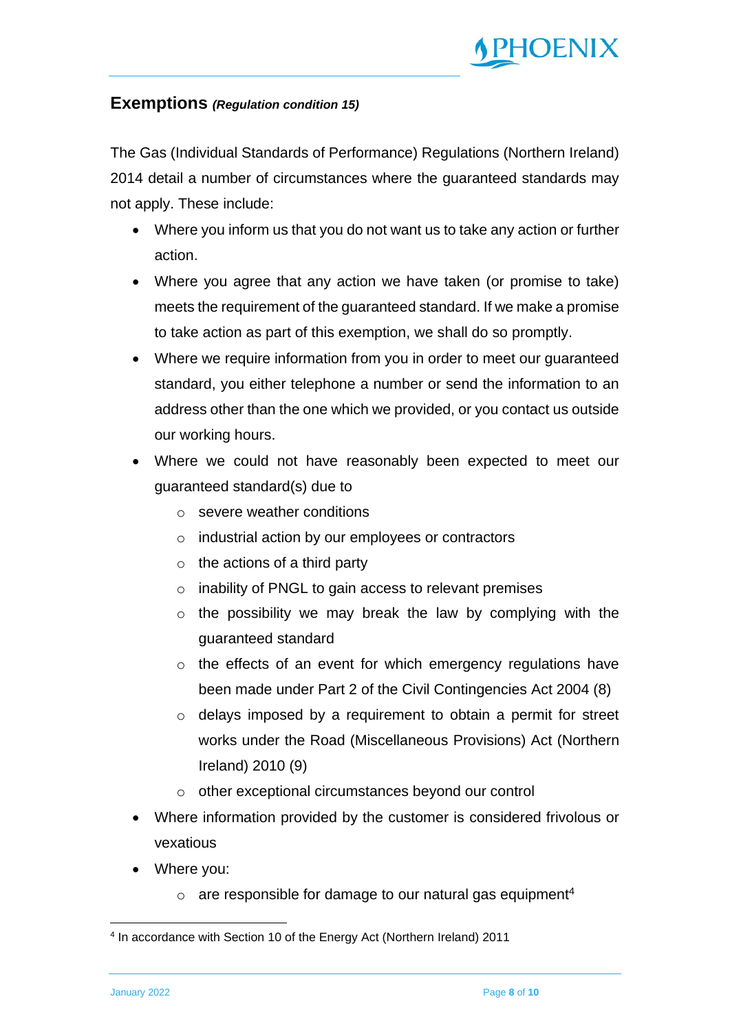## Exemptions *(Regulation condition 15)*

The Gas (Individual Standards of Performance) Regulations (Northern Ireland) 2014 detail a number of circumstances where the guaranteed standards may not apply. These include:

- Where you inform us that you do not want us to take any action or further action.
- Where you agree that any action we have taken (or promise to take) meets the requirement of the guaranteed standard. If we make a promise to take action as part of this exemption, we shall do so promptly.
- Where we require information from you in order to meet our guaranteed standard, you either telephone a number or send the information to an address other than the one which we provided, or you contact us outside our working hours.
- Where we could not have reasonably been expected to meet our guaranteed standard(s) due to
  - severe weather conditions
  - industrial action by our employees or contractors
  - the actions of a third party
  - inability of PNGL to gain access to relevant premises
  - the possibility we may break the law by complying with the guaranteed standard
  - the effects of an event for which emergency regulations have been made under Part 2 of the Civil Contingencies Act 2004 (8)
  - delays imposed by a requirement to obtain a permit for street works under the Road (Miscellaneous Provisions) Act (Northern Ireland) 2010 (9)
  - other exceptional circumstances beyond our control
- Where information provided by the customer is considered frivolous or vexatious
- Where you:
  - are responsible for damage to our natural gas equipment[4]

[4] In accordance with Section 10 of the Energy Act (Northern Ireland) 2011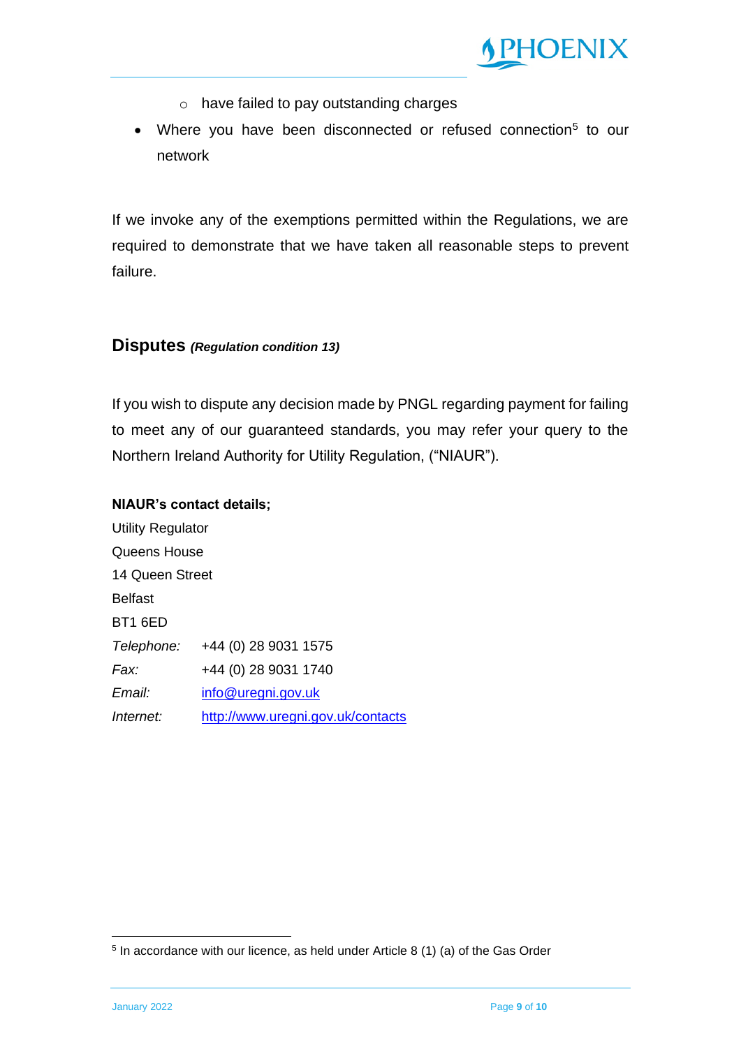- have failed to pay outstanding charges
- Where you have been disconnected or refused connection[5] to our network

If we invoke any of the exemptions permitted within the Regulations, we are required to demonstrate that we have taken all reasonable steps to prevent failure.

## Disputes *(Regulation condition 13)*

If you wish to dispute any decision made by PNGL regarding payment for failing to meet any of our guaranteed standards, you may refer your query to the Northern Ireland Authority for Utility Regulation, ("NIAUR").

**NIAUR's contact details;**

Utility Regulator
Queens House
14 Queen Street
Belfast
BT1 6ED

*Telephone:* +44 (0) 28 9031 1575
*Fax:* +44 (0) 28 9031 1740
*Email:* info@uregni.gov.uk
*Internet:* http://www.uregni.gov.uk/contacts

[5] In accordance with our licence, as held under Article 8 (1) (a) of the Gas Order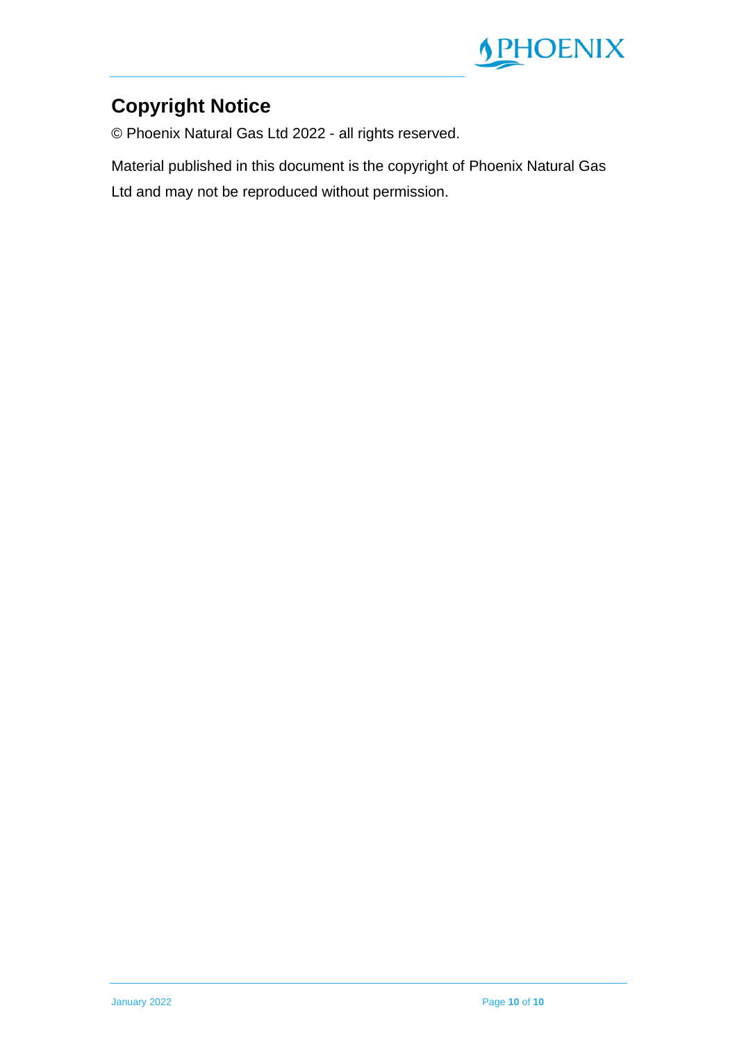## Copyright Notice

© Phoenix Natural Gas Ltd 2022 - all rights reserved.

Material published in this document is the copyright of Phoenix Natural Gas Ltd and may not be reproduced without permission.